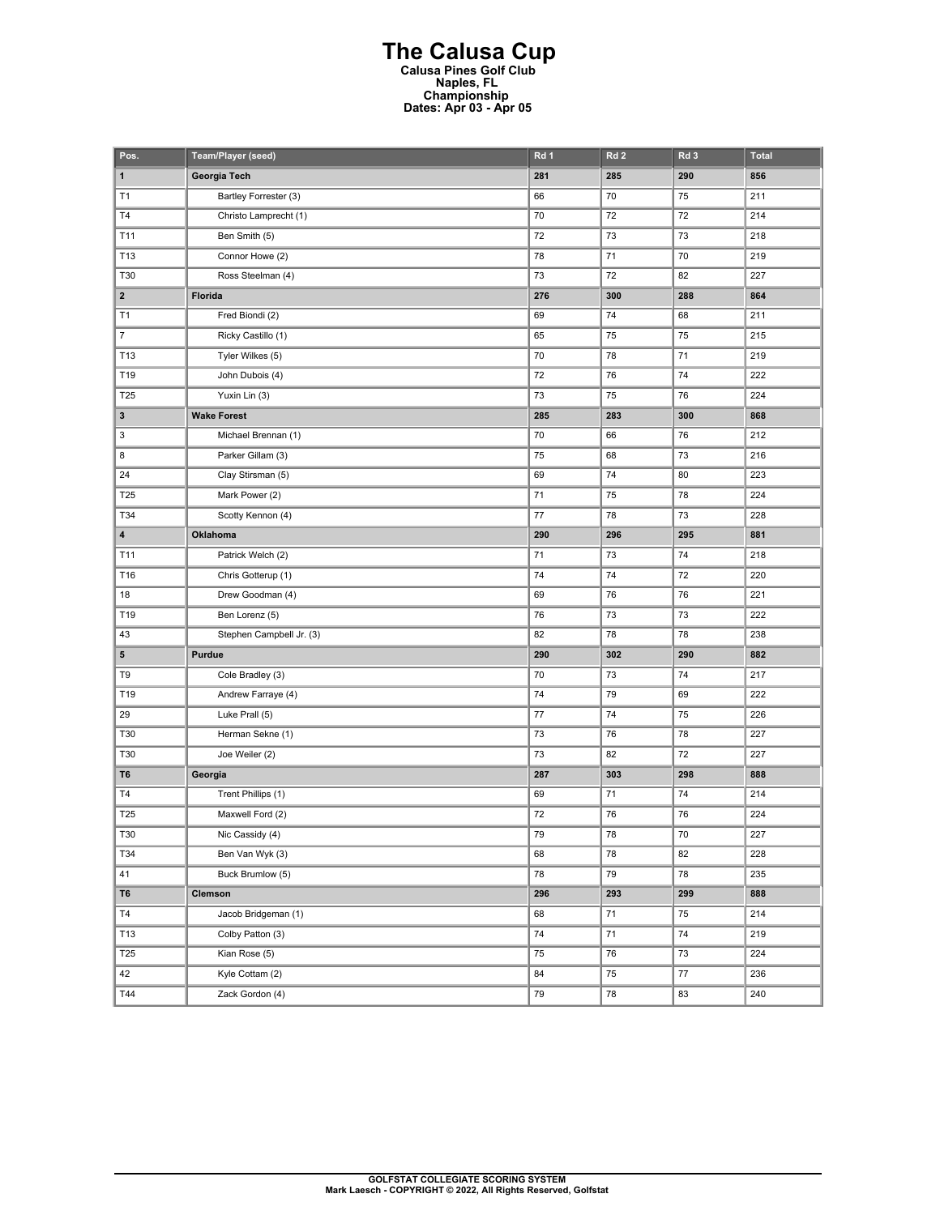# The Calusa Cup

**Calusa Pines Golf Club**
**Naples, FL**
**Championship**
**Dates: Apr 03 - Apr 05**

| Pos. | Team/Player (seed) | Rd 1 | Rd 2 | Rd 3 | Total |
|---|---|---|---|---|---|
| **1** | **Georgia Tech** | **281** | **285** | **290** | **856** |
| T1 | Bartley Forrester (3) | 66 | 70 | 75 | 211 |
| T4 | Christo Lamprecht (1) | 70 | 72 | 72 | 214 |
| T11 | Ben Smith (5) | 72 | 73 | 73 | 218 |
| T13 | Connor Howe (2) | 78 | 71 | 70 | 219 |
| T30 | Ross Steelman (4) | 73 | 72 | 82 | 227 |
| **2** | **Florida** | **276** | **300** | **288** | **864** |
| T1 | Fred Biondi (2) | 69 | 74 | 68 | 211 |
| 7 | Ricky Castillo (1) | 65 | 75 | 75 | 215 |
| T13 | Tyler Wilkes (5) | 70 | 78 | 71 | 219 |
| T19 | John Dubois (4) | 72 | 76 | 74 | 222 |
| T25 | Yuxin Lin (3) | 73 | 75 | 76 | 224 |
| **3** | **Wake Forest** | **285** | **283** | **300** | **868** |
| 3 | Michael Brennan (1) | 70 | 66 | 76 | 212 |
| 8 | Parker Gillam (3) | 75 | 68 | 73 | 216 |
| 24 | Clay Stirsman (5) | 69 | 74 | 80 | 223 |
| T25 | Mark Power (2) | 71 | 75 | 78 | 224 |
| T34 | Scotty Kennon (4) | 77 | 78 | 73 | 228 |
| **4** | **Oklahoma** | **290** | **296** | **295** | **881** |
| T11 | Patrick Welch (2) | 71 | 73 | 74 | 218 |
| T16 | Chris Gotterup (1) | 74 | 74 | 72 | 220 |
| 18 | Drew Goodman (4) | 69 | 76 | 76 | 221 |
| T19 | Ben Lorenz (5) | 76 | 73 | 73 | 222 |
| 43 | Stephen Campbell Jr. (3) | 82 | 78 | 78 | 238 |
| **5** | **Purdue** | **290** | **302** | **290** | **882** |
| T9 | Cole Bradley (3) | 70 | 73 | 74 | 217 |
| T19 | Andrew Farraye (4) | 74 | 79 | 69 | 222 |
| 29 | Luke Prall (5) | 77 | 74 | 75 | 226 |
| T30 | Herman Sekne (1) | 73 | 76 | 78 | 227 |
| T30 | Joe Weiler (2) | 73 | 82 | 72 | 227 |
| **T6** | **Georgia** | **287** | **303** | **298** | **888** |
| T4 | Trent Phillips (1) | 69 | 71 | 74 | 214 |
| T25 | Maxwell Ford (2) | 72 | 76 | 76 | 224 |
| T30 | Nic Cassidy (4) | 79 | 78 | 70 | 227 |
| T34 | Ben Van Wyk (3) | 68 | 78 | 82 | 228 |
| 41 | Buck Brumlow (5) | 78 | 79 | 78 | 235 |
| **T6** | **Clemson** | **296** | **293** | **299** | **888** |
| T4 | Jacob Bridgeman (1) | 68 | 71 | 75 | 214 |
| T13 | Colby Patton (3) | 74 | 71 | 74 | 219 |
| T25 | Kian Rose (5) | 75 | 76 | 73 | 224 |
| 42 | Kyle Cottam (2) | 84 | 75 | 77 | 236 |
| T44 | Zack Gordon (4) | 79 | 78 | 83 | 240 |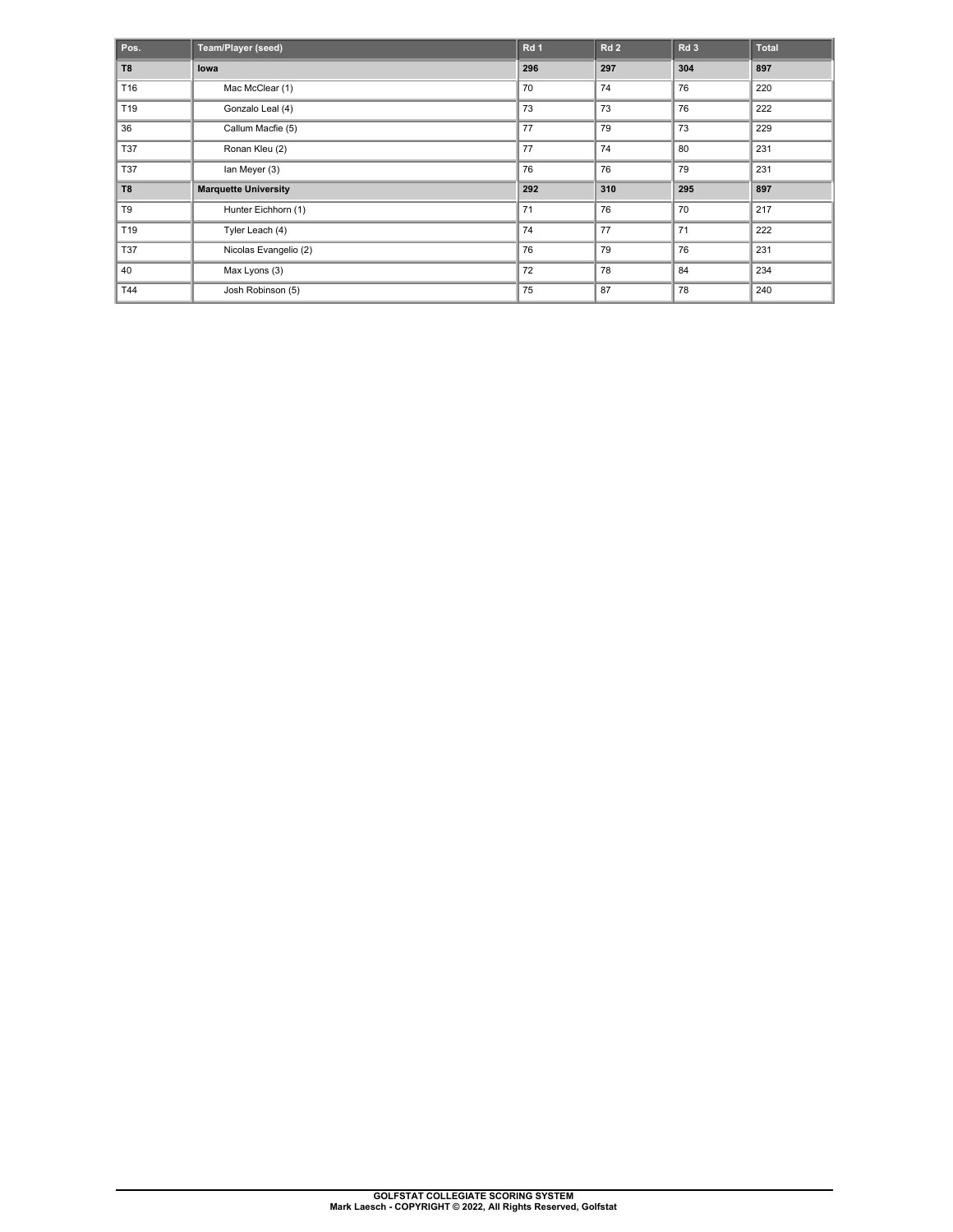| Pos. | Team/Player (seed) | Rd 1 | Rd 2 | Rd 3 | Total |
|---|---|---|---|---|---|
| **T8** | **Iowa** | **296** | **297** | **304** | **897** |
| T16 | Mac McClear (1) | 70 | 74 | 76 | 220 |
| T19 | Gonzalo Leal (4) | 73 | 73 | 76 | 222 |
| 36 | Callum Macfie (5) | 77 | 79 | 73 | 229 |
| T37 | Ronan Kleu (2) | 77 | 74 | 80 | 231 |
| T37 | Ian Meyer (3) | 76 | 76 | 79 | 231 |
| **T8** | **Marquette University** | **292** | **310** | **295** | **897** |
| T9 | Hunter Eichhorn (1) | 71 | 76 | 70 | 217 |
| T19 | Tyler Leach (4) | 74 | 77 | 71 | 222 |
| T37 | Nicolas Evangelio (2) | 76 | 79 | 76 | 231 |
| 40 | Max Lyons (3) | 72 | 78 | 84 | 234 |
| T44 | Josh Robinson (5) | 75 | 87 | 78 | 240 |

**GOLFSTAT COLLEGIATE SCORING SYSTEM**
**Mark Laesch - COPYRIGHT © 2022, All Rights Reserved, Golfstat**